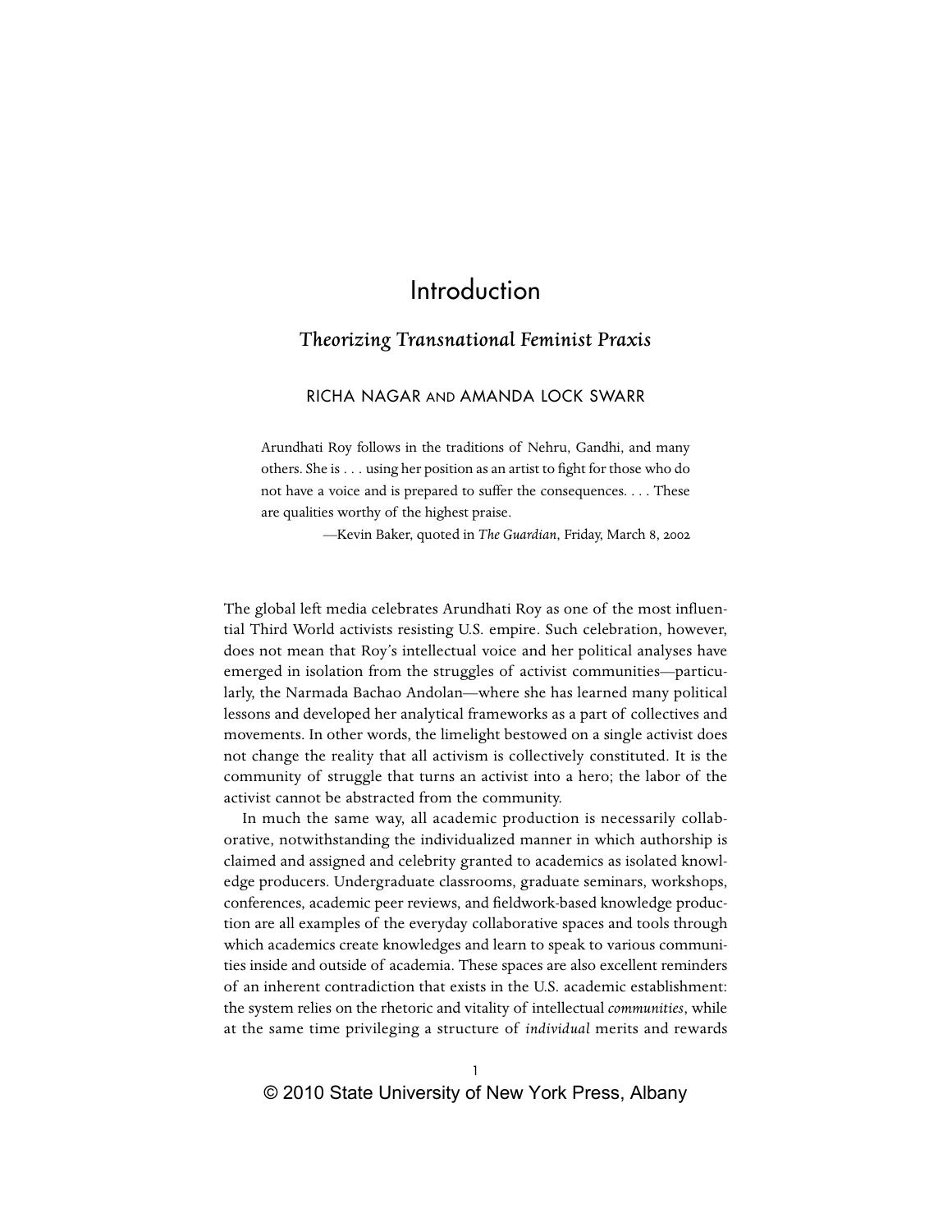# Introduction

## *Theorizing Transnational Feminist Praxis*

RICHA NAGAR AND AMANDA LOCK SWARR

> Arundhati Roy follows in the traditions of Nehru, Gandhi, and many others. She is . . . using her position as an artist to fight for those who do not have a voice and is prepared to suffer the consequences. . . . These are qualities worthy of the highest praise.
>
> —Kevin Baker, quoted in *The Guardian*, Friday, March 8, 2002

The global left media celebrates Arundhati Roy as one of the most influential Third World activists resisting U.S. empire. Such celebration, however, does not mean that Roy's intellectual voice and her political analyses have emerged in isolation from the struggles of activist communities—particularly, the Narmada Bachao Andolan—where she has learned many political lessons and developed her analytical frameworks as a part of collectives and movements. In other words, the limelight bestowed on a single activist does not change the reality that all activism is collectively constituted. It is the community of struggle that turns an activist into a hero; the labor of the activist cannot be abstracted from the community.

In much the same way, all academic production is necessarily collaborative, notwithstanding the individualized manner in which authorship is claimed and assigned and celebrity granted to academics as isolated knowledge producers. Undergraduate classrooms, graduate seminars, workshops, conferences, academic peer reviews, and fieldwork-based knowledge production are all examples of the everyday collaborative spaces and tools through which academics create knowledges and learn to speak to various communities inside and outside of academia. These spaces are also excellent reminders of an inherent contradiction that exists in the U.S. academic establishment: the system relies on the rhetoric and vitality of intellectual *communities*, while at the same time privileging a structure of *individual* merits and rewards

© 2010 State University of New York Press, Albany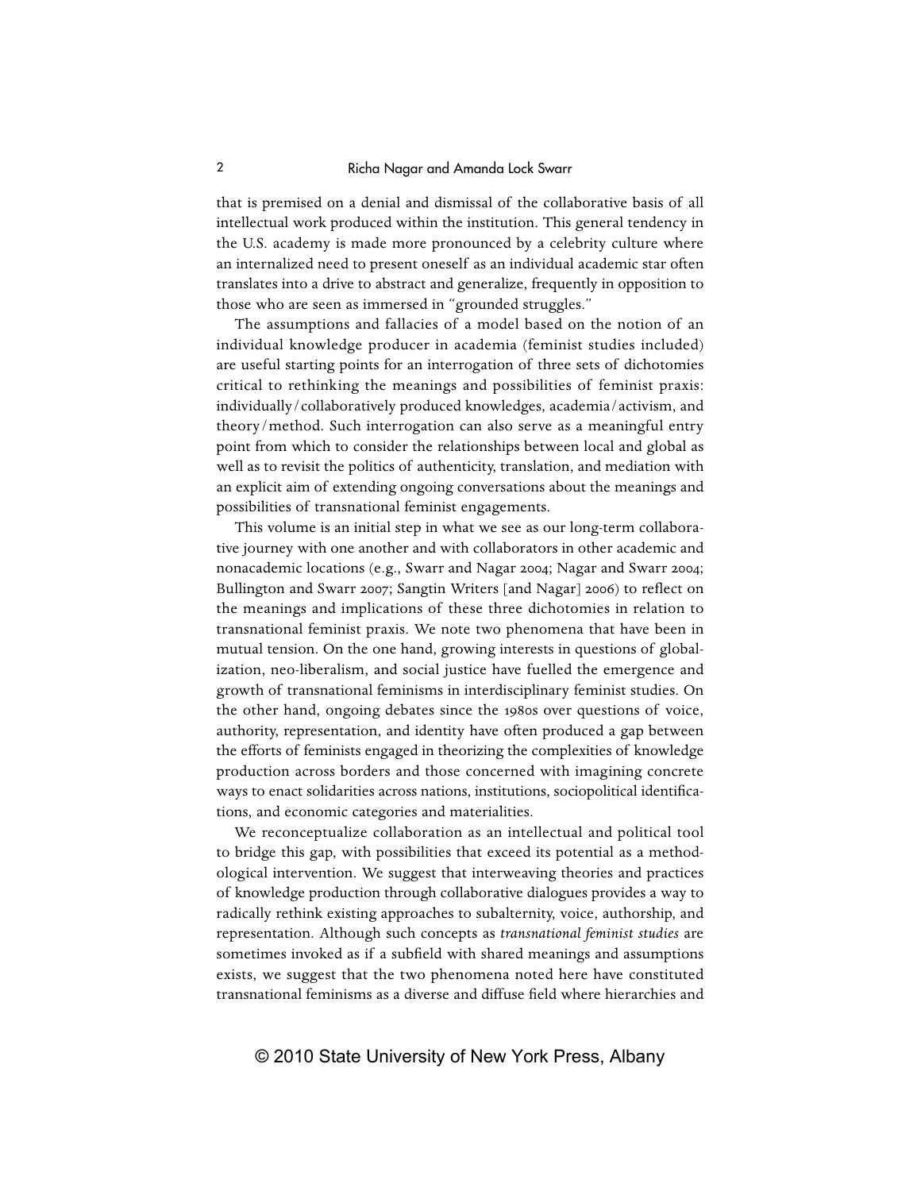that is premised on a denial and dismissal of the collaborative basis of all intellectual work produced within the institution. This general tendency in the U.S. academy is made more pronounced by a celebrity culture where an internalized need to present oneself as an individual academic star often translates into a drive to abstract and generalize, frequently in opposition to those who are seen as immersed in "grounded struggles."

The assumptions and fallacies of a model based on the notion of an individual knowledge producer in academia (feminist studies included) are useful starting points for an interrogation of three sets of dichotomies critical to rethinking the meanings and possibilities of feminist praxis: individually/collaboratively produced knowledges, academia/activism, and theory/method. Such interrogation can also serve as a meaningful entry point from which to consider the relationships between local and global as well as to revisit the politics of authenticity, translation, and mediation with an explicit aim of extending ongoing conversations about the meanings and possibilities of transnational feminist engagements.

This volume is an initial step in what we see as our long-term collaborative journey with one another and with collaborators in other academic and nonacademic locations (e.g., Swarr and Nagar 2004; Nagar and Swarr 2004; Bullington and Swarr 2007; Sangtin Writers [and Nagar] 2006) to reflect on the meanings and implications of these three dichotomies in relation to transnational feminist praxis. We note two phenomena that have been in mutual tension. On the one hand, growing interests in questions of globalization, neo-liberalism, and social justice have fuelled the emergence and growth of transnational feminisms in interdisciplinary feminist studies. On the other hand, ongoing debates since the 1980s over questions of voice, authority, representation, and identity have often produced a gap between the efforts of feminists engaged in theorizing the complexities of knowledge production across borders and those concerned with imagining concrete ways to enact solidarities across nations, institutions, sociopolitical identifications, and economic categories and materialities.

We reconceptualize collaboration as an intellectual and political tool to bridge this gap, with possibilities that exceed its potential as a methodological intervention. We suggest that interweaving theories and practices of knowledge production through collaborative dialogues provides a way to radically rethink existing approaches to subalternity, voice, authorship, and representation. Although such concepts as *transnational feminist studies* are sometimes invoked as if a subfield with shared meanings and assumptions exists, we suggest that the two phenomena noted here have constituted transnational feminisms as a diverse and diffuse field where hierarchies and

© 2010 State University of New York Press, Albany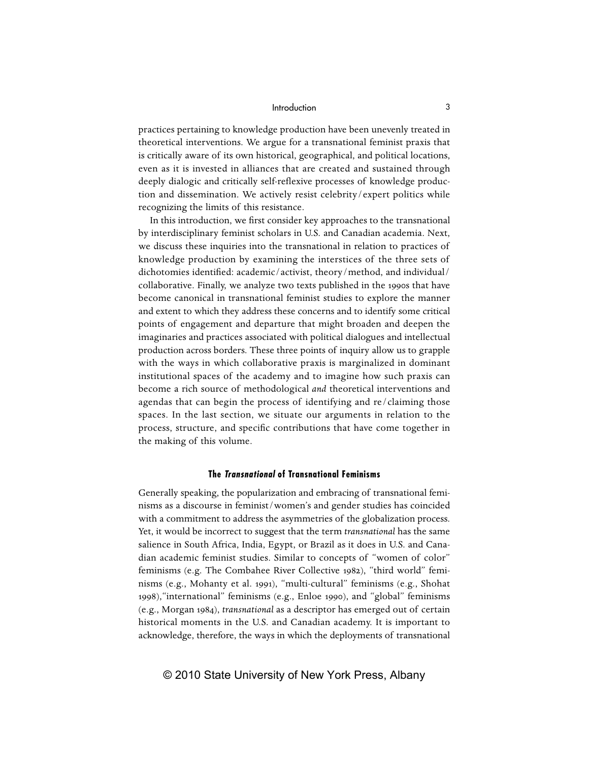practices pertaining to knowledge production have been unevenly treated in theoretical interventions. We argue for a transnational feminist praxis that is critically aware of its own historical, geographical, and political locations, even as it is invested in alliances that are created and sustained through deeply dialogic and critically self-reflexive processes of knowledge production and dissemination. We actively resist celebrity/expert politics while recognizing the limits of this resistance.

In this introduction, we first consider key approaches to the transnational by interdisciplinary feminist scholars in U.S. and Canadian academia. Next, we discuss these inquiries into the transnational in relation to practices of knowledge production by examining the interstices of the three sets of dichotomies identified: academic/activist, theory/method, and individual/collaborative. Finally, we analyze two texts published in the 1990s that have become canonical in transnational feminist studies to explore the manner and extent to which they address these concerns and to identify some critical points of engagement and departure that might broaden and deepen the imaginaries and practices associated with political dialogues and intellectual production across borders. These three points of inquiry allow us to grapple with the ways in which collaborative praxis is marginalized in dominant institutional spaces of the academy and to imagine how such praxis can become a rich source of methodological *and* theoretical interventions and agendas that can begin the process of identifying and re/claiming those spaces. In the last section, we situate our arguments in relation to the process, structure, and specific contributions that have come together in the making of this volume.

## The *Transnational* of Transnational Feminisms

Generally speaking, the popularization and embracing of transnational feminisms as a discourse in feminist/women's and gender studies has coincided with a commitment to address the asymmetries of the globalization process. Yet, it would be incorrect to suggest that the term *transnational* has the same salience in South Africa, India, Egypt, or Brazil as it does in U.S. and Canadian academic feminist studies. Similar to concepts of "women of color" feminisms (e.g. The Combahee River Collective 1982), "third world" feminisms (e.g., Mohanty et al. 1991), "multi-cultural" feminisms (e.g., Shohat 1998),"international" feminisms (e.g., Enloe 1990), and "global" feminisms (e.g., Morgan 1984), *transnational* as a descriptor has emerged out of certain historical moments in the U.S. and Canadian academy. It is important to acknowledge, therefore, the ways in which the deployments of transnational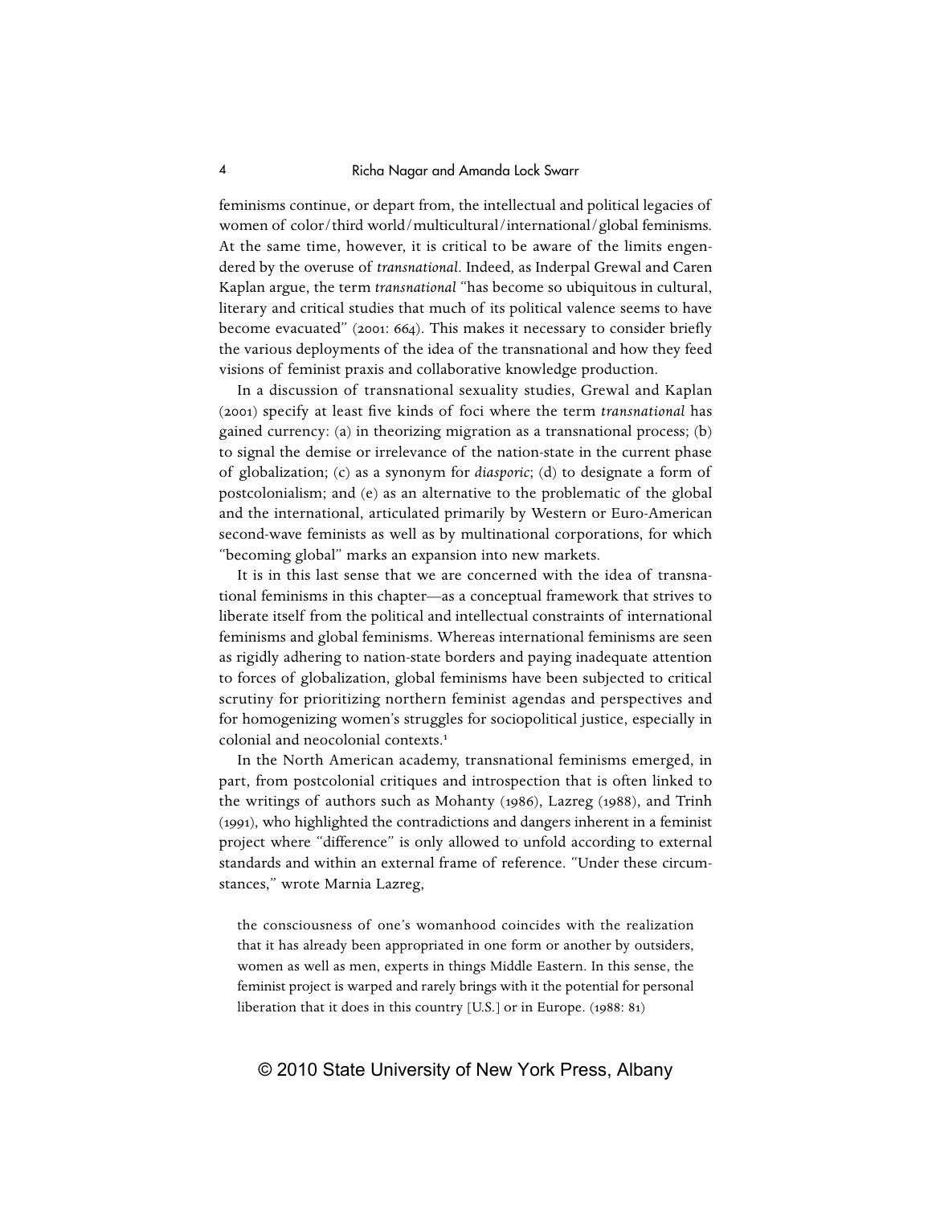feminisms continue, or depart from, the intellectual and political legacies of women of color/third world/multicultural/international/global feminisms. At the same time, however, it is critical to be aware of the limits engendered by the overuse of *transnational*. Indeed, as Inderpal Grewal and Caren Kaplan argue, the term *transnational* "has become so ubiquitous in cultural, literary and critical studies that much of its political valence seems to have become evacuated" (2001: 664). This makes it necessary to consider briefly the various deployments of the idea of the transnational and how they feed visions of feminist praxis and collaborative knowledge production.

In a discussion of transnational sexuality studies, Grewal and Kaplan (2001) specify at least five kinds of foci where the term *transnational* has gained currency: (a) in theorizing migration as a transnational process; (b) to signal the demise or irrelevance of the nation-state in the current phase of globalization; (c) as a synonym for *diasporic*; (d) to designate a form of postcolonialism; and (e) as an alternative to the problematic of the global and the international, articulated primarily by Western or Euro-American second-wave feminists as well as by multinational corporations, for which "becoming global" marks an expansion into new markets.

It is in this last sense that we are concerned with the idea of transnational feminisms in this chapter—as a conceptual framework that strives to liberate itself from the political and intellectual constraints of international feminisms and global feminisms. Whereas international feminisms are seen as rigidly adhering to nation-state borders and paying inadequate attention to forces of globalization, global feminisms have been subjected to critical scrutiny for prioritizing northern feminist agendas and perspectives and for homogenizing women's struggles for sociopolitical justice, especially in colonial and neocolonial contexts.[1]

In the North American academy, transnational feminisms emerged, in part, from postcolonial critiques and introspection that is often linked to the writings of authors such as Mohanty (1986), Lazreg (1988), and Trinh (1991), who highlighted the contradictions and dangers inherent in a feminist project where "difference" is only allowed to unfold according to external standards and within an external frame of reference. "Under these circumstances," wrote Marnia Lazreg,

> the consciousness of one's womanhood coincides with the realization that it has already been appropriated in one form or another by outsiders, women as well as men, experts in things Middle Eastern. In this sense, the feminist project is warped and rarely brings with it the potential for personal liberation that it does in this country [U.S.] or in Europe. (1988: 81)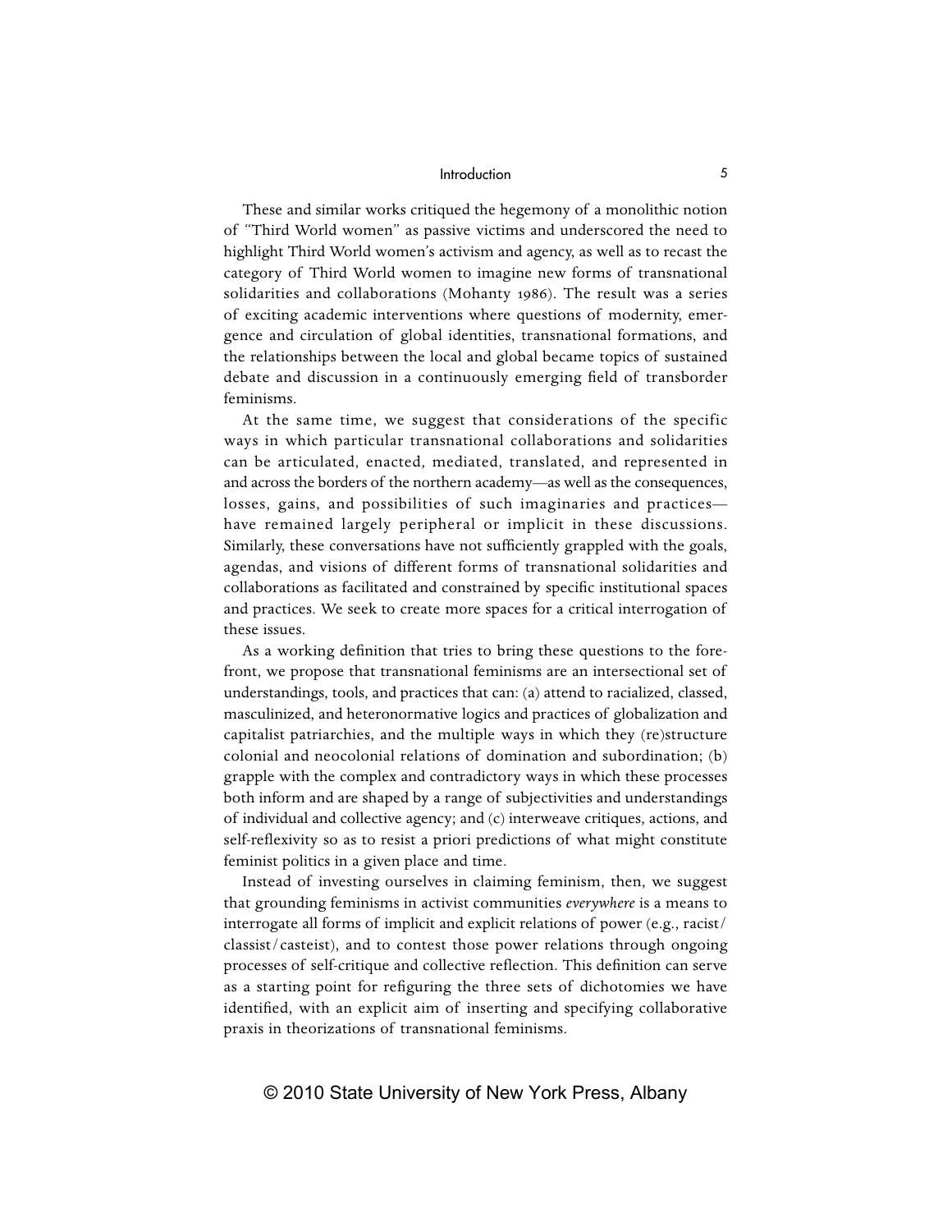These and similar works critiqued the hegemony of a monolithic notion of "Third World women" as passive victims and underscored the need to highlight Third World women's activism and agency, as well as to recast the category of Third World women to imagine new forms of transnational solidarities and collaborations (Mohanty 1986). The result was a series of exciting academic interventions where questions of modernity, emergence and circulation of global identities, transnational formations, and the relationships between the local and global became topics of sustained debate and discussion in a continuously emerging field of transborder feminisms.

At the same time, we suggest that considerations of the specific ways in which particular transnational collaborations and solidarities can be articulated, enacted, mediated, translated, and represented in and across the borders of the northern academy—as well as the consequences, losses, gains, and possibilities of such imaginaries and practices—have remained largely peripheral or implicit in these discussions. Similarly, these conversations have not sufficiently grappled with the goals, agendas, and visions of different forms of transnational solidarities and collaborations as facilitated and constrained by specific institutional spaces and practices. We seek to create more spaces for a critical interrogation of these issues.

As a working definition that tries to bring these questions to the forefront, we propose that transnational feminisms are an intersectional set of understandings, tools, and practices that can: (a) attend to racialized, classed, masculinized, and heteronormative logics and practices of globalization and capitalist patriarchies, and the multiple ways in which they (re)structure colonial and neocolonial relations of domination and subordination; (b) grapple with the complex and contradictory ways in which these processes both inform and are shaped by a range of subjectivities and understandings of individual and collective agency; and (c) interweave critiques, actions, and self-reflexivity so as to resist a priori predictions of what might constitute feminist politics in a given place and time.

Instead of investing ourselves in claiming feminism, then, we suggest that grounding feminisms in activist communities *everywhere* is a means to interrogate all forms of implicit and explicit relations of power (e.g., racist/classist/casteist), and to contest those power relations through ongoing processes of self-critique and collective reflection. This definition can serve as a starting point for refiguring the three sets of dichotomies we have identified, with an explicit aim of inserting and specifying collaborative praxis in theorizations of transnational feminisms.

© 2010 State University of New York Press, Albany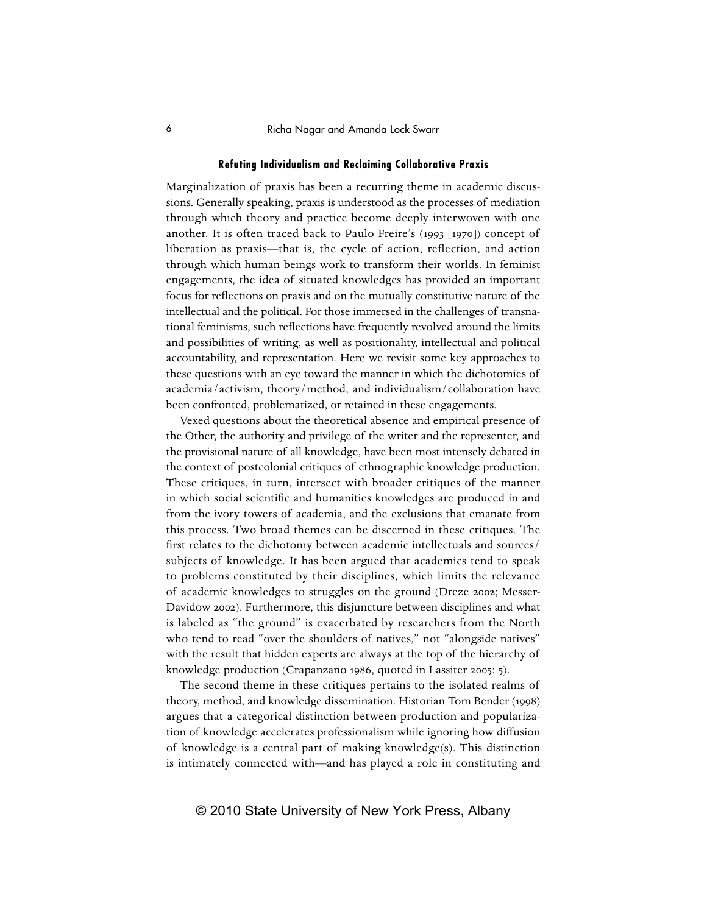### Refuting Individualism and Reclaiming Collaborative Praxis

Marginalization of praxis has been a recurring theme in academic discussions. Generally speaking, praxis is understood as the processes of mediation through which theory and practice become deeply interwoven with one another. It is often traced back to Paulo Freire's (1993 [1970]) concept of liberation as praxis—that is, the cycle of action, reflection, and action through which human beings work to transform their worlds. In feminist engagements, the idea of situated knowledges has provided an important focus for reflections on praxis and on the mutually constitutive nature of the intellectual and the political. For those immersed in the challenges of transnational feminisms, such reflections have frequently revolved around the limits and possibilities of writing, as well as positionality, intellectual and political accountability, and representation. Here we revisit some key approaches to these questions with an eye toward the manner in which the dichotomies of academia/activism, theory/method, and individualism/collaboration have been confronted, problematized, or retained in these engagements.

Vexed questions about the theoretical absence and empirical presence of the Other, the authority and privilege of the writer and the representer, and the provisional nature of all knowledge, have been most intensely debated in the context of postcolonial critiques of ethnographic knowledge production. These critiques, in turn, intersect with broader critiques of the manner in which social scientific and humanities knowledges are produced in and from the ivory towers of academia, and the exclusions that emanate from this process. Two broad themes can be discerned in these critiques. The first relates to the dichotomy between academic intellectuals and sources/subjects of knowledge. It has been argued that academics tend to speak to problems constituted by their disciplines, which limits the relevance of academic knowledges to struggles on the ground (Dreze 2002; Messer-Davidow 2002). Furthermore, this disjuncture between disciplines and what is labeled as "the ground" is exacerbated by researchers from the North who tend to read "over the shoulders of natives," not "alongside natives" with the result that hidden experts are always at the top of the hierarchy of knowledge production (Crapanzano 1986, quoted in Lassiter 2005: 5).

The second theme in these critiques pertains to the isolated realms of theory, method, and knowledge dissemination. Historian Tom Bender (1998) argues that a categorical distinction between production and popularization of knowledge accelerates professionalism while ignoring how diffusion of knowledge is a central part of making knowledge(s). This distinction is intimately connected with—and has played a role in constituting and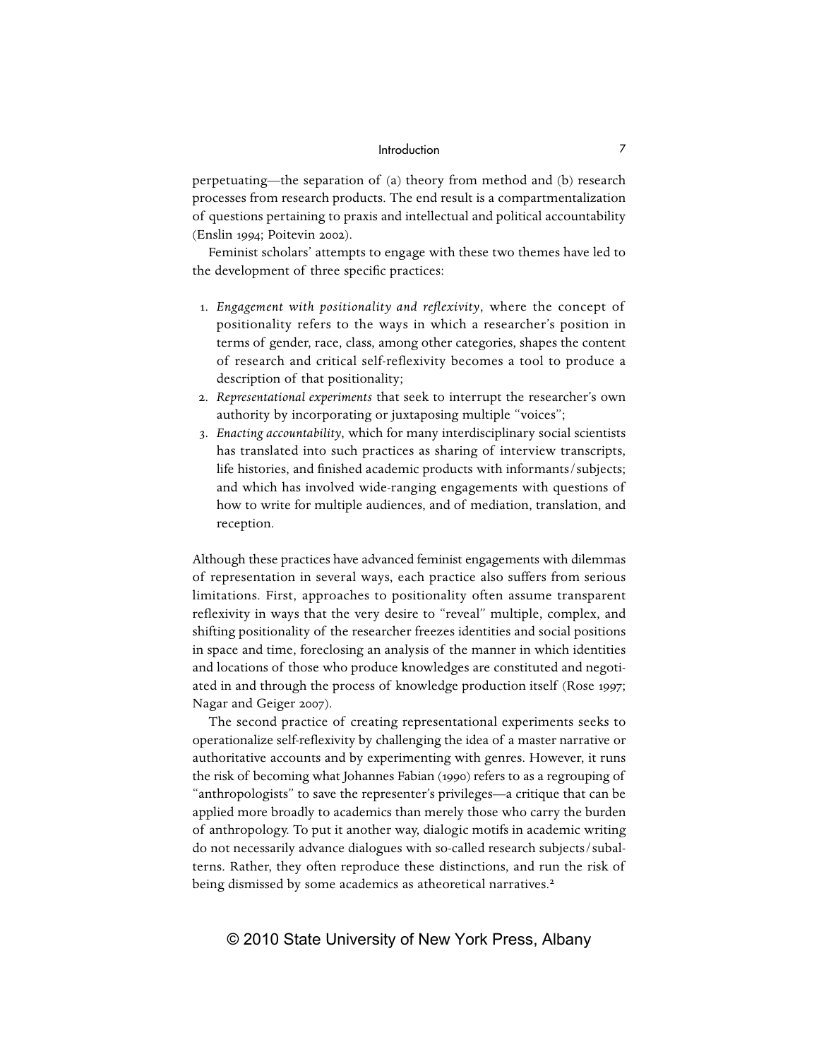perpetuating—the separation of (a) theory from method and (b) research processes from research products. The end result is a compartmentalization of questions pertaining to praxis and intellectual and political accountability (Enslin 1994; Poitevin 2002).

Feminist scholars' attempts to engage with these two themes have led to the development of three specific practices:

1. *Engagement with positionality and reflexivity*, where the concept of positionality refers to the ways in which a researcher's position in terms of gender, race, class, among other categories, shapes the content of research and critical self-reflexivity becomes a tool to produce a description of that positionality;
2. *Representational experiments* that seek to interrupt the researcher's own authority by incorporating or juxtaposing multiple "voices";
3. *Enacting accountability*, which for many interdisciplinary social scientists has translated into such practices as sharing of interview transcripts, life histories, and finished academic products with informants/subjects; and which has involved wide-ranging engagements with questions of how to write for multiple audiences, and of mediation, translation, and reception.

Although these practices have advanced feminist engagements with dilemmas of representation in several ways, each practice also suffers from serious limitations. First, approaches to positionality often assume transparent reflexivity in ways that the very desire to "reveal" multiple, complex, and shifting positionality of the researcher freezes identities and social positions in space and time, foreclosing an analysis of the manner in which identities and locations of those who produce knowledges are constituted and negotiated in and through the process of knowledge production itself (Rose 1997; Nagar and Geiger 2007).

The second practice of creating representational experiments seeks to operationalize self-reflexivity by challenging the idea of a master narrative or authoritative accounts and by experimenting with genres. However, it runs the risk of becoming what Johannes Fabian (1990) refers to as a regrouping of "anthropologists" to save the representer's privileges—a critique that can be applied more broadly to academics than merely those who carry the burden of anthropology. To put it another way, dialogic motifs in academic writing do not necessarily advance dialogues with so-called research subjects/subalterns. Rather, they often reproduce these distinctions, and run the risk of being dismissed by some academics as atheoretical narratives.[2]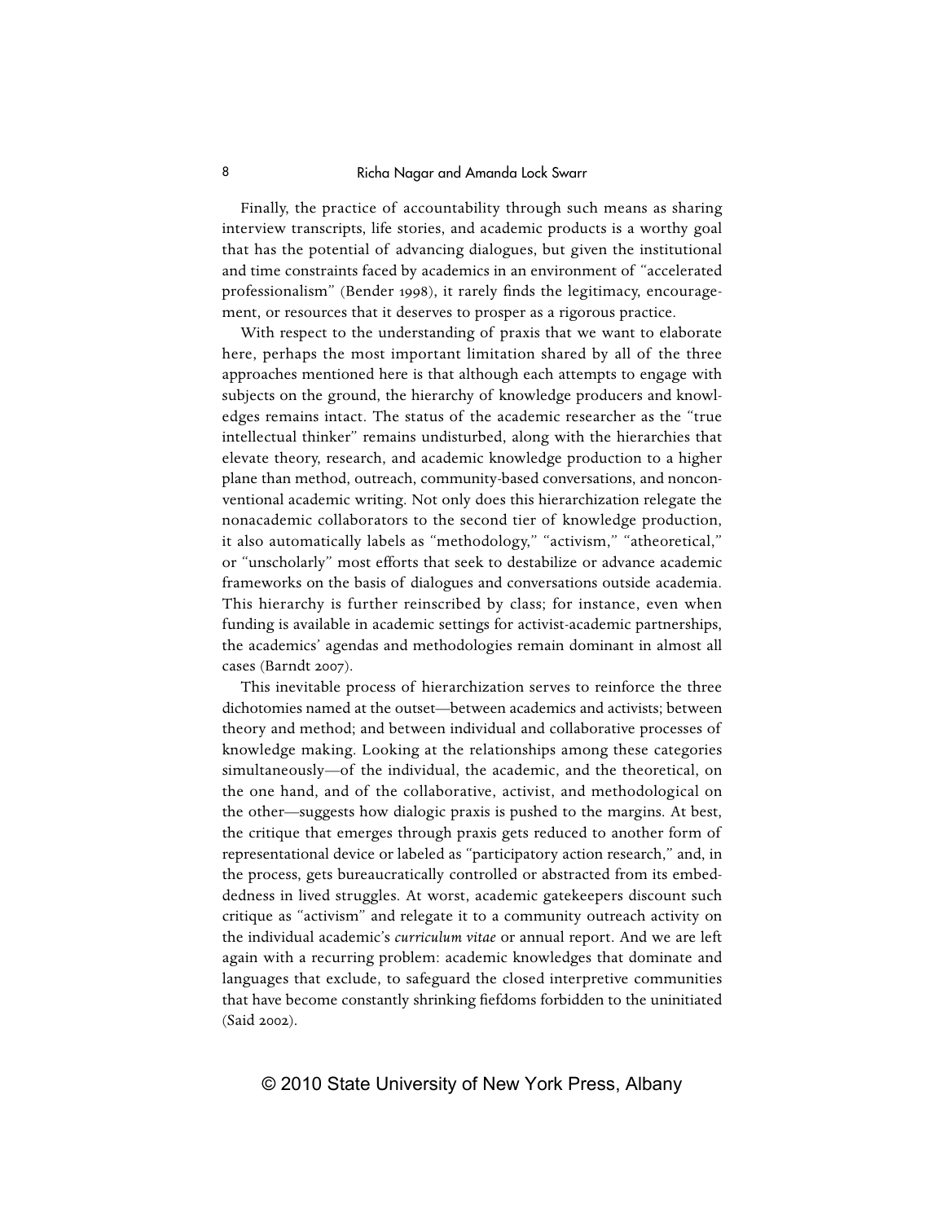Finally, the practice of accountability through such means as sharing interview transcripts, life stories, and academic products is a worthy goal that has the potential of advancing dialogues, but given the institutional and time constraints faced by academics in an environment of "accelerated professionalism" (Bender 1998), it rarely finds the legitimacy, encouragement, or resources that it deserves to prosper as a rigorous practice.

With respect to the understanding of praxis that we want to elaborate here, perhaps the most important limitation shared by all of the three approaches mentioned here is that although each attempts to engage with subjects on the ground, the hierarchy of knowledge producers and knowledges remains intact. The status of the academic researcher as the "true intellectual thinker" remains undisturbed, along with the hierarchies that elevate theory, research, and academic knowledge production to a higher plane than method, outreach, community-based conversations, and nonconventional academic writing. Not only does this hierarchization relegate the nonacademic collaborators to the second tier of knowledge production, it also automatically labels as "methodology," "activism," "atheoretical," or "unscholarly" most efforts that seek to destabilize or advance academic frameworks on the basis of dialogues and conversations outside academia. This hierarchy is further reinscribed by class; for instance, even when funding is available in academic settings for activist-academic partnerships, the academics' agendas and methodologies remain dominant in almost all cases (Barndt 2007).

This inevitable process of hierarchization serves to reinforce the three dichotomies named at the outset—between academics and activists; between theory and method; and between individual and collaborative processes of knowledge making. Looking at the relationships among these categories simultaneously—of the individual, the academic, and the theoretical, on the one hand, and of the collaborative, activist, and methodological on the other—suggests how dialogic praxis is pushed to the margins. At best, the critique that emerges through praxis gets reduced to another form of representational device or labeled as "participatory action research," and, in the process, gets bureaucratically controlled or abstracted from its embeddedness in lived struggles. At worst, academic gatekeepers discount such critique as "activism" and relegate it to a community outreach activity on the individual academic's *curriculum vitae* or annual report. And we are left again with a recurring problem: academic knowledges that dominate and languages that exclude, to safeguard the closed interpretive communities that have become constantly shrinking fiefdoms forbidden to the uninitiated (Said 2002).

© 2010 State University of New York Press, Albany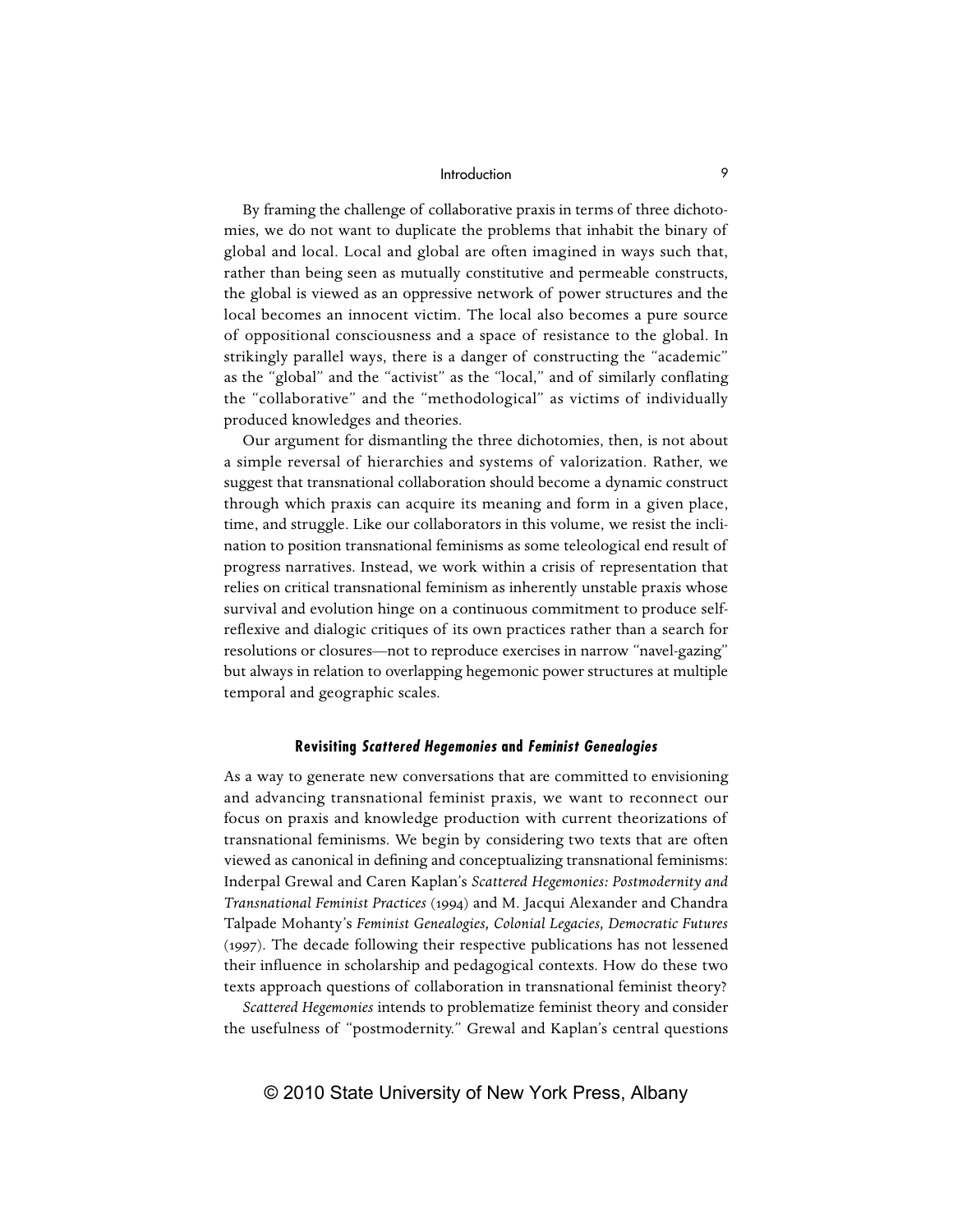By framing the challenge of collaborative praxis in terms of three dichotomies, we do not want to duplicate the problems that inhabit the binary of global and local. Local and global are often imagined in ways such that, rather than being seen as mutually constitutive and permeable constructs, the global is viewed as an oppressive network of power structures and the local becomes an innocent victim. The local also becomes a pure source of oppositional consciousness and a space of resistance to the global. In strikingly parallel ways, there is a danger of constructing the "academic" as the "global" and the "activist" as the "local," and of similarly conflating the "collaborative" and the "methodological" as victims of individually produced knowledges and theories.

Our argument for dismantling the three dichotomies, then, is not about a simple reversal of hierarchies and systems of valorization. Rather, we suggest that transnational collaboration should become a dynamic construct through which praxis can acquire its meaning and form in a given place, time, and struggle. Like our collaborators in this volume, we resist the inclination to position transnational feminisms as some teleological end result of progress narratives. Instead, we work within a crisis of representation that relies on critical transnational feminism as inherently unstable praxis whose survival and evolution hinge on a continuous commitment to produce self-reflexive and dialogic critiques of its own practices rather than a search for resolutions or closures—not to reproduce exercises in narrow "navel-gazing" but always in relation to overlapping hegemonic power structures at multiple temporal and geographic scales.

### Revisiting *Scattered Hegemonies* and *Feminist Genealogies*

As a way to generate new conversations that are committed to envisioning and advancing transnational feminist praxis, we want to reconnect our focus on praxis and knowledge production with current theorizations of transnational feminisms. We begin by considering two texts that are often viewed as canonical in defining and conceptualizing transnational feminisms: Inderpal Grewal and Caren Kaplan's *Scattered Hegemonies: Postmodernity and Transnational Feminist Practices* (1994) and M. Jacqui Alexander and Chandra Talpade Mohanty's *Feminist Genealogies, Colonial Legacies, Democratic Futures* (1997). The decade following their respective publications has not lessened their influence in scholarship and pedagogical contexts. How do these two texts approach questions of collaboration in transnational feminist theory?

*Scattered Hegemonies* intends to problematize feminist theory and consider the usefulness of "postmodernity." Grewal and Kaplan's central questions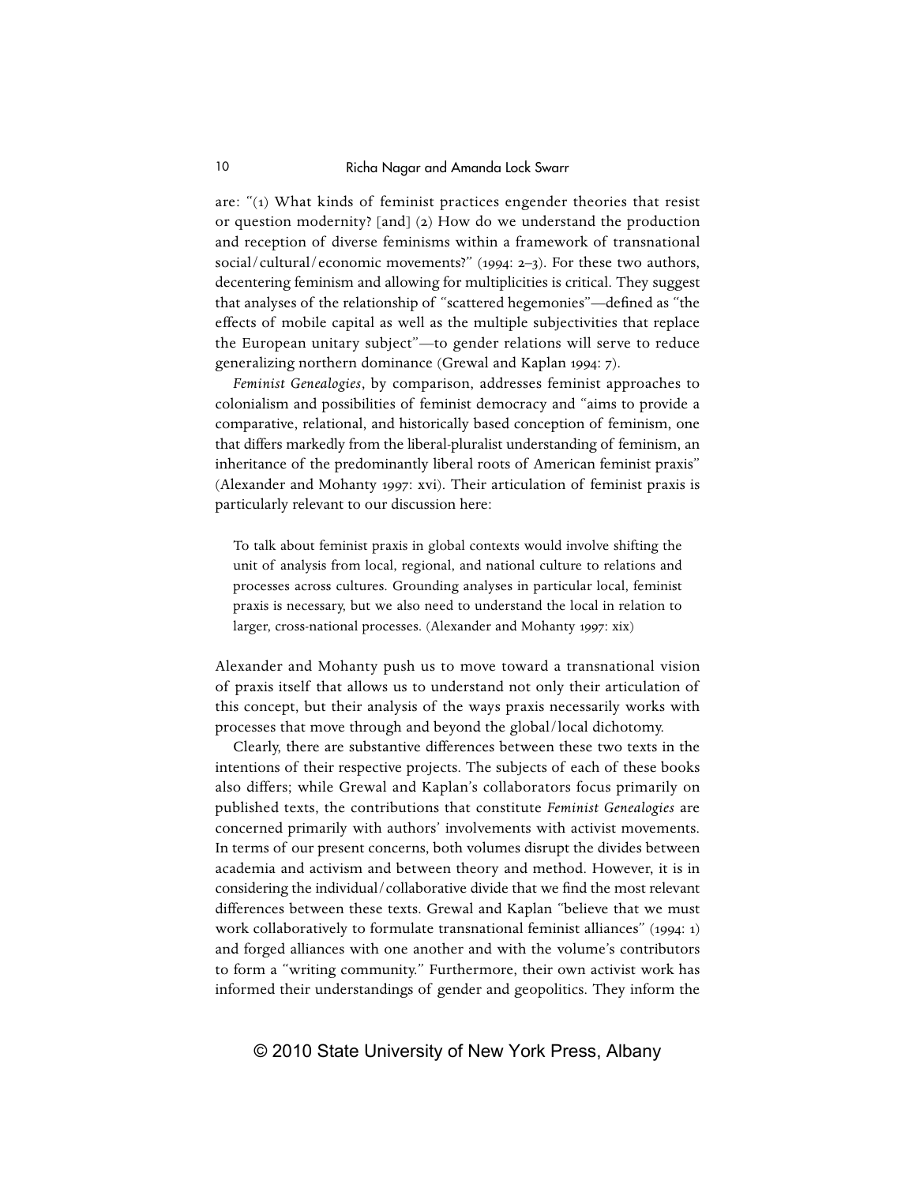are: "(1) What kinds of feminist practices engender theories that resist or question modernity? [and] (2) How do we understand the production and reception of diverse feminisms within a framework of transnational social/cultural/economic movements?" (1994: 2–3). For these two authors, decentering feminism and allowing for multiplicities is critical. They suggest that analyses of the relationship of "scattered hegemonies"—defined as "the effects of mobile capital as well as the multiple subjectivities that replace the European unitary subject"—to gender relations will serve to reduce generalizing northern dominance (Grewal and Kaplan 1994: 7).

*Feminist Genealogies*, by comparison, addresses feminist approaches to colonialism and possibilities of feminist democracy and "aims to provide a comparative, relational, and historically based conception of feminism, one that differs markedly from the liberal-pluralist understanding of feminism, an inheritance of the predominantly liberal roots of American feminist praxis" (Alexander and Mohanty 1997: xvi). Their articulation of feminist praxis is particularly relevant to our discussion here:

> To talk about feminist praxis in global contexts would involve shifting the unit of analysis from local, regional, and national culture to relations and processes across cultures. Grounding analyses in particular local, feminist praxis is necessary, but we also need to understand the local in relation to larger, cross-national processes. (Alexander and Mohanty 1997: xix)

Alexander and Mohanty push us to move toward a transnational vision of praxis itself that allows us to understand not only their articulation of this concept, but their analysis of the ways praxis necessarily works with processes that move through and beyond the global/local dichotomy.

Clearly, there are substantive differences between these two texts in the intentions of their respective projects. The subjects of each of these books also differs; while Grewal and Kaplan's collaborators focus primarily on published texts, the contributions that constitute *Feminist Genealogies* are concerned primarily with authors' involvements with activist movements. In terms of our present concerns, both volumes disrupt the divides between academia and activism and between theory and method. However, it is in considering the individual/collaborative divide that we find the most relevant differences between these texts. Grewal and Kaplan "believe that we must work collaboratively to formulate transnational feminist alliances" (1994: 1) and forged alliances with one another and with the volume's contributors to form a "writing community." Furthermore, their own activist work has informed their understandings of gender and geopolitics. They inform the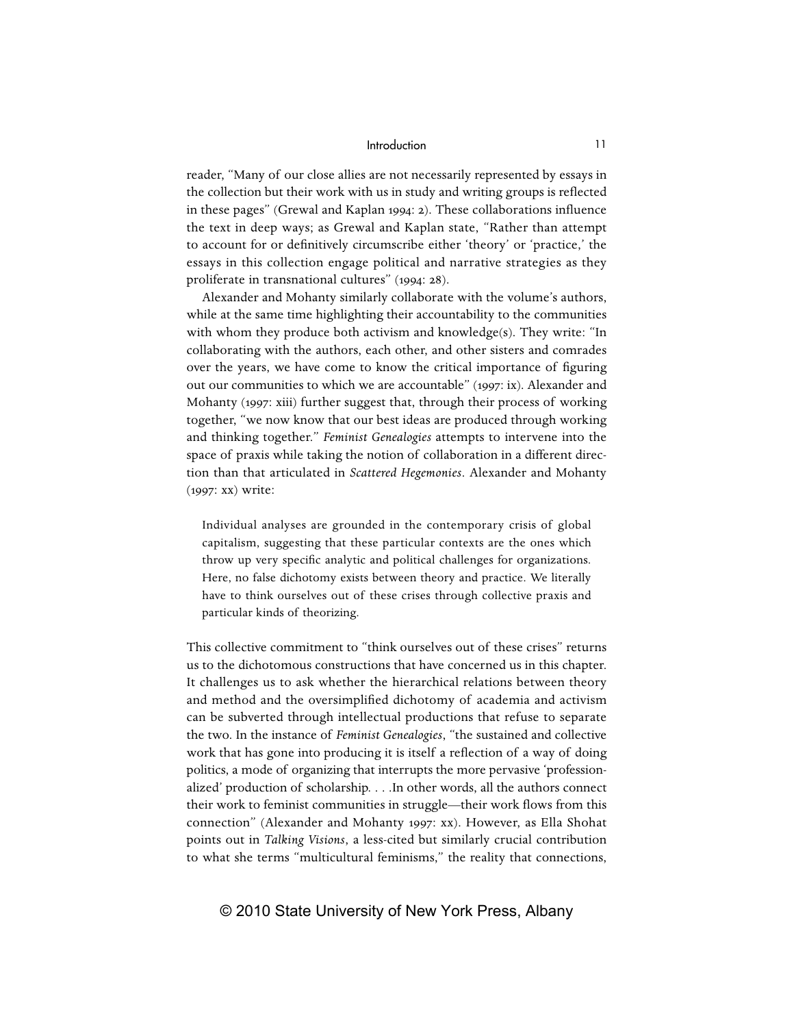reader, "Many of our close allies are not necessarily represented by essays in the collection but their work with us in study and writing groups is reflected in these pages" (Grewal and Kaplan 1994: 2). These collaborations influence the text in deep ways; as Grewal and Kaplan state, "Rather than attempt to account for or definitively circumscribe either 'theory' or 'practice,' the essays in this collection engage political and narrative strategies as they proliferate in transnational cultures" (1994: 28).

Alexander and Mohanty similarly collaborate with the volume's authors, while at the same time highlighting their accountability to the communities with whom they produce both activism and knowledge(s). They write: "In collaborating with the authors, each other, and other sisters and comrades over the years, we have come to know the critical importance of figuring out our communities to which we are accountable" (1997: ix). Alexander and Mohanty (1997: xiii) further suggest that, through their process of working together, "we now know that our best ideas are produced through working and thinking together." *Feminist Genealogies* attempts to intervene into the space of praxis while taking the notion of collaboration in a different direction than that articulated in *Scattered Hegemonies*. Alexander and Mohanty (1997: xx) write:

> Individual analyses are grounded in the contemporary crisis of global capitalism, suggesting that these particular contexts are the ones which throw up very specific analytic and political challenges for organizations. Here, no false dichotomy exists between theory and practice. We literally have to think ourselves out of these crises through collective praxis and particular kinds of theorizing.

This collective commitment to "think ourselves out of these crises" returns us to the dichotomous constructions that have concerned us in this chapter. It challenges us to ask whether the hierarchical relations between theory and method and the oversimplified dichotomy of academia and activism can be subverted through intellectual productions that refuse to separate the two. In the instance of *Feminist Genealogies*, "the sustained and collective work that has gone into producing it is itself a reflection of a way of doing politics, a mode of organizing that interrupts the more pervasive 'professionalized' production of scholarship. . . .In other words, all the authors connect their work to feminist communities in struggle—their work flows from this connection" (Alexander and Mohanty 1997: xx). However, as Ella Shohat points out in *Talking Visions*, a less-cited but similarly crucial contribution to what she terms "multicultural feminisms," the reality that connections,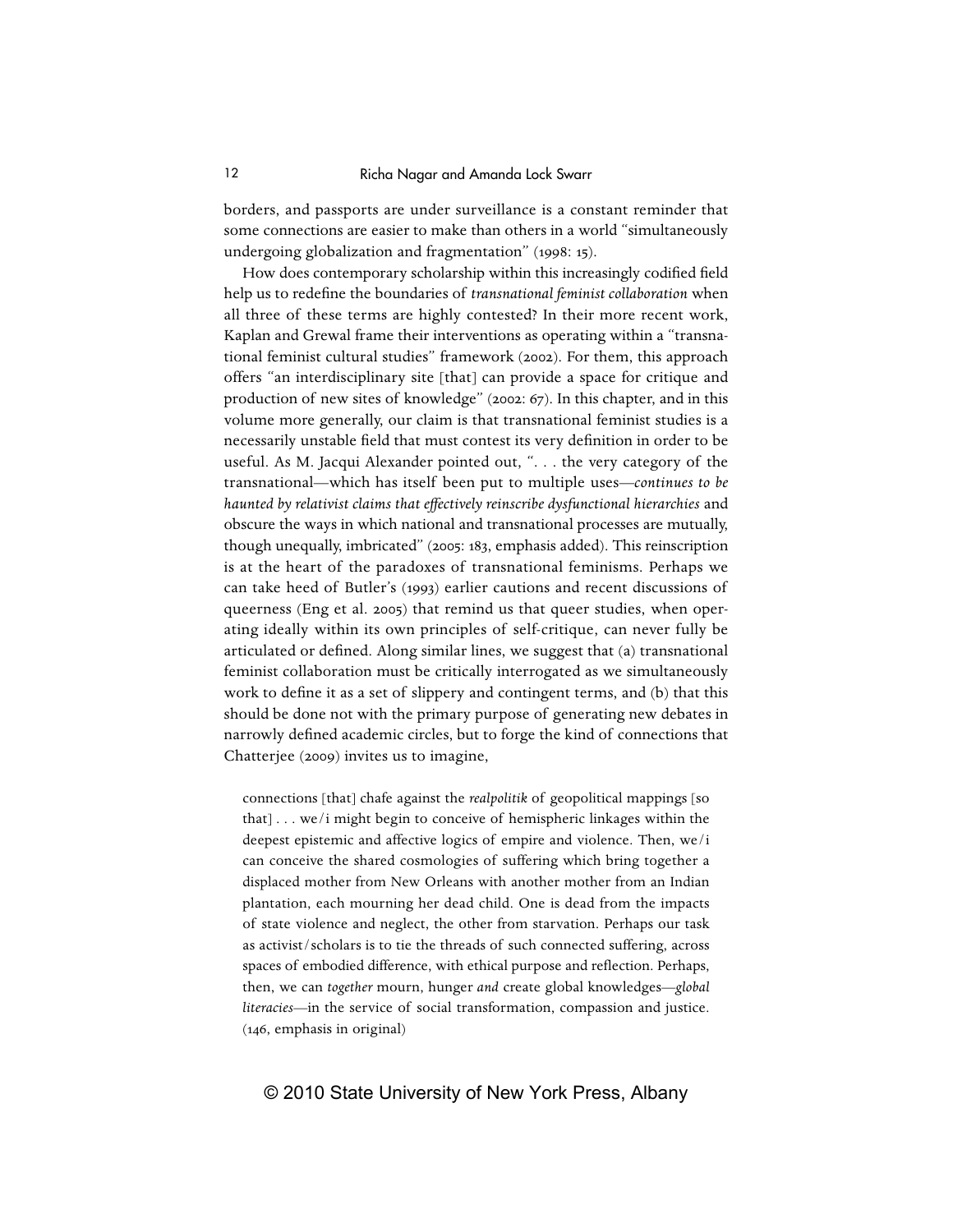borders, and passports are under surveillance is a constant reminder that some connections are easier to make than others in a world "simultaneously undergoing globalization and fragmentation" (1998: 15).

How does contemporary scholarship within this increasingly codified field help us to redefine the boundaries of *transnational feminist collaboration* when all three of these terms are highly contested? In their more recent work, Kaplan and Grewal frame their interventions as operating within a "transnational feminist cultural studies" framework (2002). For them, this approach offers "an interdisciplinary site [that] can provide a space for critique and production of new sites of knowledge" (2002: 67). In this chapter, and in this volume more generally, our claim is that transnational feminist studies is a necessarily unstable field that must contest its very definition in order to be useful. As M. Jacqui Alexander pointed out, ". . . the very category of the transnational—which has itself been put to multiple uses—*continues to be haunted by relativist claims that effectively reinscribe dysfunctional hierarchies* and obscure the ways in which national and transnational processes are mutually, though unequally, imbricated" (2005: 183, emphasis added). This reinscription is at the heart of the paradoxes of transnational feminisms. Perhaps we can take heed of Butler's (1993) earlier cautions and recent discussions of queerness (Eng et al. 2005) that remind us that queer studies, when operating ideally within its own principles of self-critique, can never fully be articulated or defined. Along similar lines, we suggest that (a) transnational feminist collaboration must be critically interrogated as we simultaneously work to define it as a set of slippery and contingent terms, and (b) that this should be done not with the primary purpose of generating new debates in narrowly defined academic circles, but to forge the kind of connections that Chatterjee (2009) invites us to imagine,

> connections [that] chafe against the *realpolitik* of geopolitical mappings [so that] . . . we/i might begin to conceive of hemispheric linkages within the deepest epistemic and affective logics of empire and violence. Then, we/i can conceive the shared cosmologies of suffering which bring together a displaced mother from New Orleans with another mother from an Indian plantation, each mourning her dead child. One is dead from the impacts of state violence and neglect, the other from starvation. Perhaps our task as activist/scholars is to tie the threads of such connected suffering, across spaces of embodied difference, with ethical purpose and reflection. Perhaps, then, we can *together* mourn, hunger *and* create global knowledges—*global literacies*—in the service of social transformation, compassion and justice. (146, emphasis in original)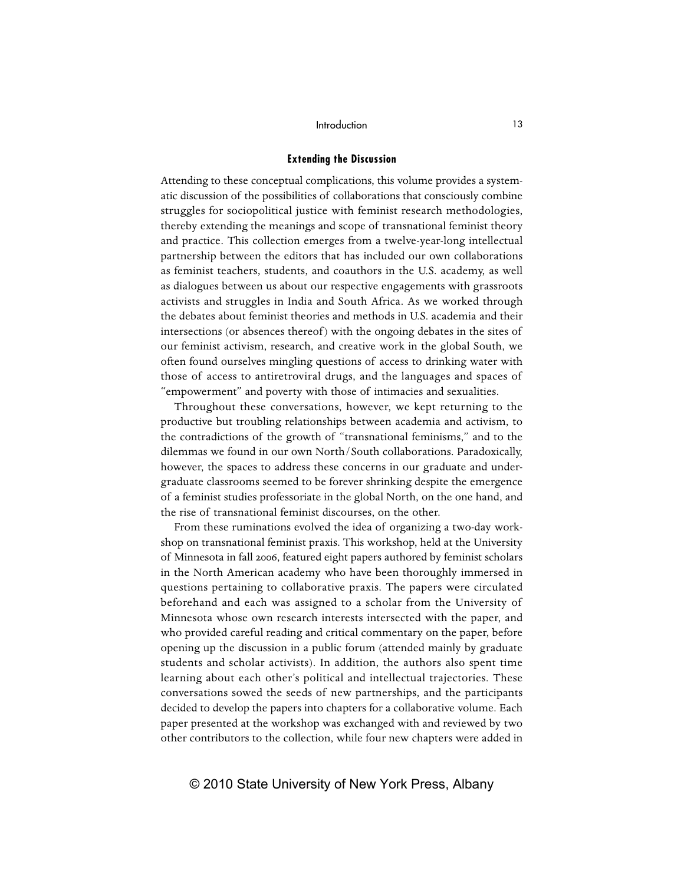### Extending the Discussion

Attending to these conceptual complications, this volume provides a systematic discussion of the possibilities of collaborations that consciously combine struggles for sociopolitical justice with feminist research methodologies, thereby extending the meanings and scope of transnational feminist theory and practice. This collection emerges from a twelve-year-long intellectual partnership between the editors that has included our own collaborations as feminist teachers, students, and coauthors in the U.S. academy, as well as dialogues between us about our respective engagements with grassroots activists and struggles in India and South Africa. As we worked through the debates about feminist theories and methods in U.S. academia and their intersections (or absences thereof) with the ongoing debates in the sites of our feminist activism, research, and creative work in the global South, we often found ourselves mingling questions of access to drinking water with those of access to antiretroviral drugs, and the languages and spaces of "empowerment" and poverty with those of intimacies and sexualities.

Throughout these conversations, however, we kept returning to the productive but troubling relationships between academia and activism, to the contradictions of the growth of "transnational feminisms," and to the dilemmas we found in our own North/South collaborations. Paradoxically, however, the spaces to address these concerns in our graduate and undergraduate classrooms seemed to be forever shrinking despite the emergence of a feminist studies professoriate in the global North, on the one hand, and the rise of transnational feminist discourses, on the other.

From these ruminations evolved the idea of organizing a two-day workshop on transnational feminist praxis. This workshop, held at the University of Minnesota in fall 2006, featured eight papers authored by feminist scholars in the North American academy who have been thoroughly immersed in questions pertaining to collaborative praxis. The papers were circulated beforehand and each was assigned to a scholar from the University of Minnesota whose own research interests intersected with the paper, and who provided careful reading and critical commentary on the paper, before opening up the discussion in a public forum (attended mainly by graduate students and scholar activists). In addition, the authors also spent time learning about each other's political and intellectual trajectories. These conversations sowed the seeds of new partnerships, and the participants decided to develop the papers into chapters for a collaborative volume. Each paper presented at the workshop was exchanged with and reviewed by two other contributors to the collection, while four new chapters were added in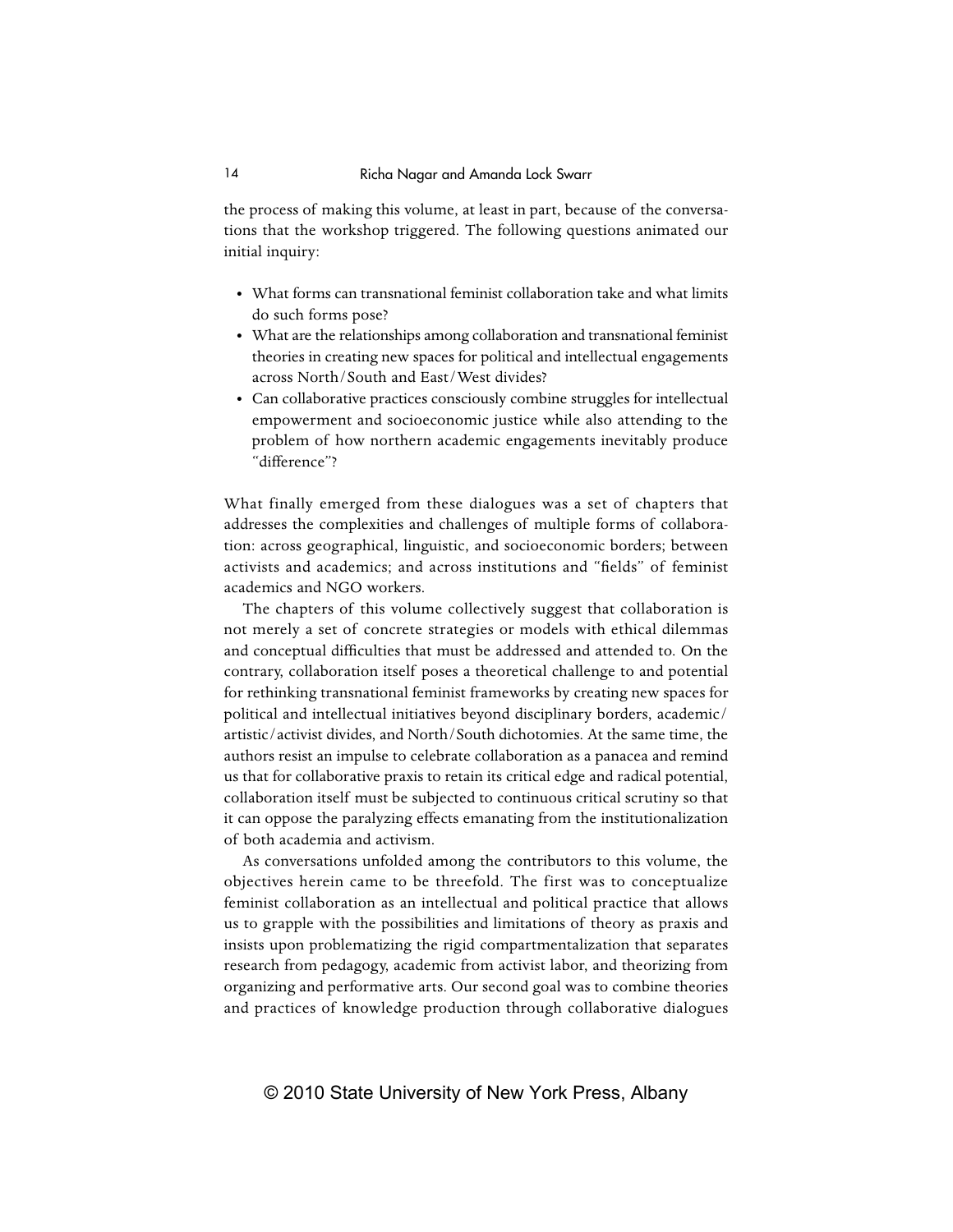the process of making this volume, at least in part, because of the conversations that the workshop triggered. The following questions animated our initial inquiry:

- What forms can transnational feminist collaboration take and what limits do such forms pose?
- What are the relationships among collaboration and transnational feminist theories in creating new spaces for political and intellectual engagements across North/South and East/West divides?
- Can collaborative practices consciously combine struggles for intellectual empowerment and socioeconomic justice while also attending to the problem of how northern academic engagements inevitably produce "difference"?

What finally emerged from these dialogues was a set of chapters that addresses the complexities and challenges of multiple forms of collaboration: across geographical, linguistic, and socioeconomic borders; between activists and academics; and across institutions and "fields" of feminist academics and NGO workers.

The chapters of this volume collectively suggest that collaboration is not merely a set of concrete strategies or models with ethical dilemmas and conceptual difficulties that must be addressed and attended to. On the contrary, collaboration itself poses a theoretical challenge to and potential for rethinking transnational feminist frameworks by creating new spaces for political and intellectual initiatives beyond disciplinary borders, academic/artistic/activist divides, and North/South dichotomies. At the same time, the authors resist an impulse to celebrate collaboration as a panacea and remind us that for collaborative praxis to retain its critical edge and radical potential, collaboration itself must be subjected to continuous critical scrutiny so that it can oppose the paralyzing effects emanating from the institutionalization of both academia and activism.

As conversations unfolded among the contributors to this volume, the objectives herein came to be threefold. The first was to conceptualize feminist collaboration as an intellectual and political practice that allows us to grapple with the possibilities and limitations of theory as praxis and insists upon problematizing the rigid compartmentalization that separates research from pedagogy, academic from activist labor, and theorizing from organizing and performative arts. Our second goal was to combine theories and practices of knowledge production through collaborative dialogues

© 2010 State University of New York Press, Albany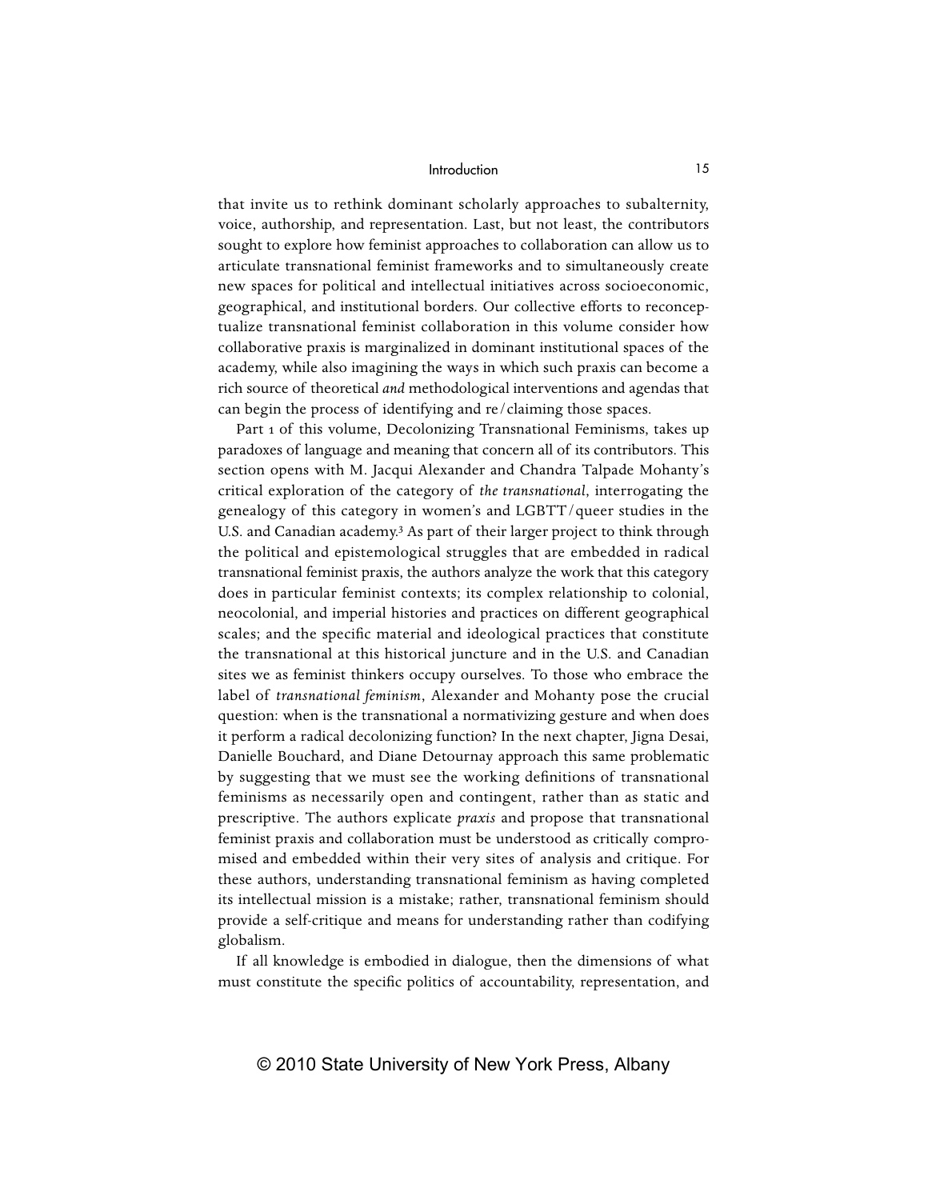that invite us to rethink dominant scholarly approaches to subalternity, voice, authorship, and representation. Last, but not least, the contributors sought to explore how feminist approaches to collaboration can allow us to articulate transnational feminist frameworks and to simultaneously create new spaces for political and intellectual initiatives across socioeconomic, geographical, and institutional borders. Our collective efforts to reconceptualize transnational feminist collaboration in this volume consider how collaborative praxis is marginalized in dominant institutional spaces of the academy, while also imagining the ways in which such praxis can become a rich source of theoretical *and* methodological interventions and agendas that can begin the process of identifying and re/claiming those spaces.

Part 1 of this volume, Decolonizing Transnational Feminisms, takes up paradoxes of language and meaning that concern all of its contributors. This section opens with M. Jacqui Alexander and Chandra Talpade Mohanty's critical exploration of the category of *the transnational*, interrogating the genealogy of this category in women's and LGBTT/queer studies in the U.S. and Canadian academy.[3] As part of their larger project to think through the political and epistemological struggles that are embedded in radical transnational feminist praxis, the authors analyze the work that this category does in particular feminist contexts; its complex relationship to colonial, neocolonial, and imperial histories and practices on different geographical scales; and the specific material and ideological practices that constitute the transnational at this historical juncture and in the U.S. and Canadian sites we as feminist thinkers occupy ourselves. To those who embrace the label of *transnational feminism*, Alexander and Mohanty pose the crucial question: when is the transnational a normativizing gesture and when does it perform a radical decolonizing function? In the next chapter, Jigna Desai, Danielle Bouchard, and Diane Detournay approach this same problematic by suggesting that we must see the working definitions of transnational feminisms as necessarily open and contingent, rather than as static and prescriptive. The authors explicate *praxis* and propose that transnational feminist praxis and collaboration must be understood as critically compromised and embedded within their very sites of analysis and critique. For these authors, understanding transnational feminism as having completed its intellectual mission is a mistake; rather, transnational feminism should provide a self-critique and means for understanding rather than codifying globalism.

If all knowledge is embodied in dialogue, then the dimensions of what must constitute the specific politics of accountability, representation, and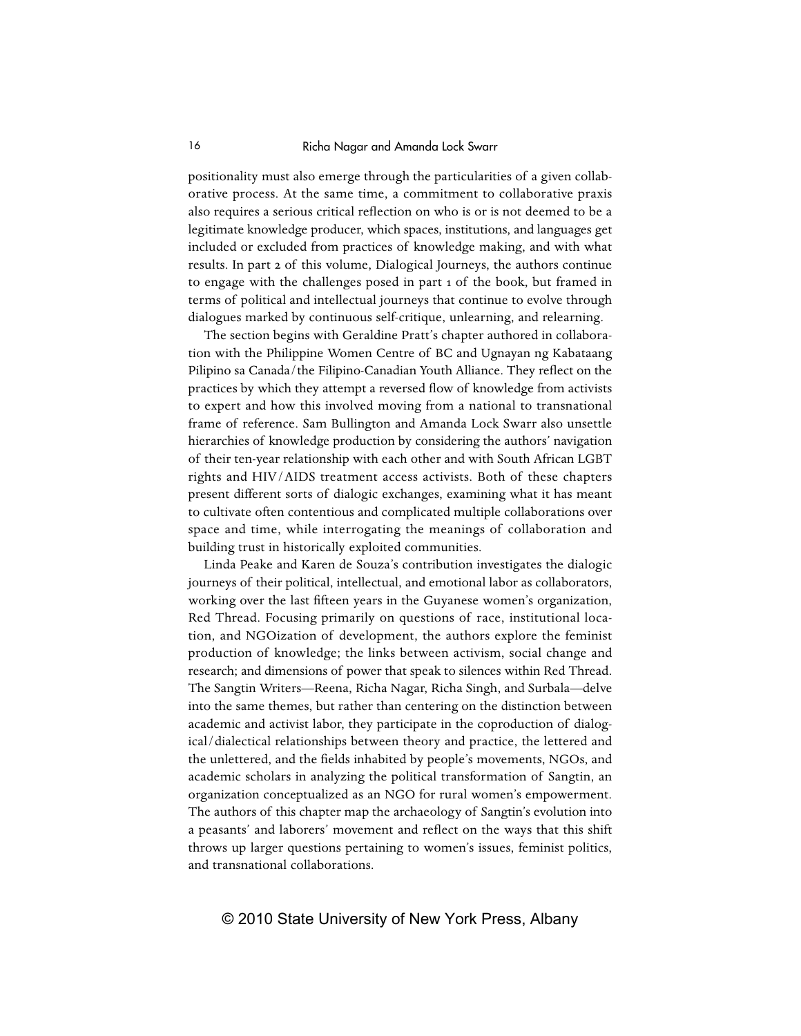positionality must also emerge through the particularities of a given collaborative process. At the same time, a commitment to collaborative praxis also requires a serious critical reflection on who is or is not deemed to be a legitimate knowledge producer, which spaces, institutions, and languages get included or excluded from practices of knowledge making, and with what results. In part 2 of this volume, Dialogical Journeys, the authors continue to engage with the challenges posed in part 1 of the book, but framed in terms of political and intellectual journeys that continue to evolve through dialogues marked by continuous self-critique, unlearning, and relearning.

The section begins with Geraldine Pratt's chapter authored in collaboration with the Philippine Women Centre of BC and Ugnayan ng Kabataang Pilipino sa Canada/the Filipino-Canadian Youth Alliance. They reflect on the practices by which they attempt a reversed flow of knowledge from activists to expert and how this involved moving from a national to transnational frame of reference. Sam Bullington and Amanda Lock Swarr also unsettle hierarchies of knowledge production by considering the authors' navigation of their ten-year relationship with each other and with South African LGBT rights and HIV/AIDS treatment access activists. Both of these chapters present different sorts of dialogic exchanges, examining what it has meant to cultivate often contentious and complicated multiple collaborations over space and time, while interrogating the meanings of collaboration and building trust in historically exploited communities.

Linda Peake and Karen de Souza's contribution investigates the dialogic journeys of their political, intellectual, and emotional labor as collaborators, working over the last fifteen years in the Guyanese women's organization, Red Thread. Focusing primarily on questions of race, institutional location, and NGOization of development, the authors explore the feminist production of knowledge; the links between activism, social change and research; and dimensions of power that speak to silences within Red Thread. The Sangtin Writers—Reena, Richa Nagar, Richa Singh, and Surbala—delve into the same themes, but rather than centering on the distinction between academic and activist labor, they participate in the coproduction of dialogical/dialectical relationships between theory and practice, the lettered and the unlettered, and the fields inhabited by people's movements, NGOs, and academic scholars in analyzing the political transformation of Sangtin, an organization conceptualized as an NGO for rural women's empowerment. The authors of this chapter map the archaeology of Sangtin's evolution into a peasants' and laborers' movement and reflect on the ways that this shift throws up larger questions pertaining to women's issues, feminist politics, and transnational collaborations.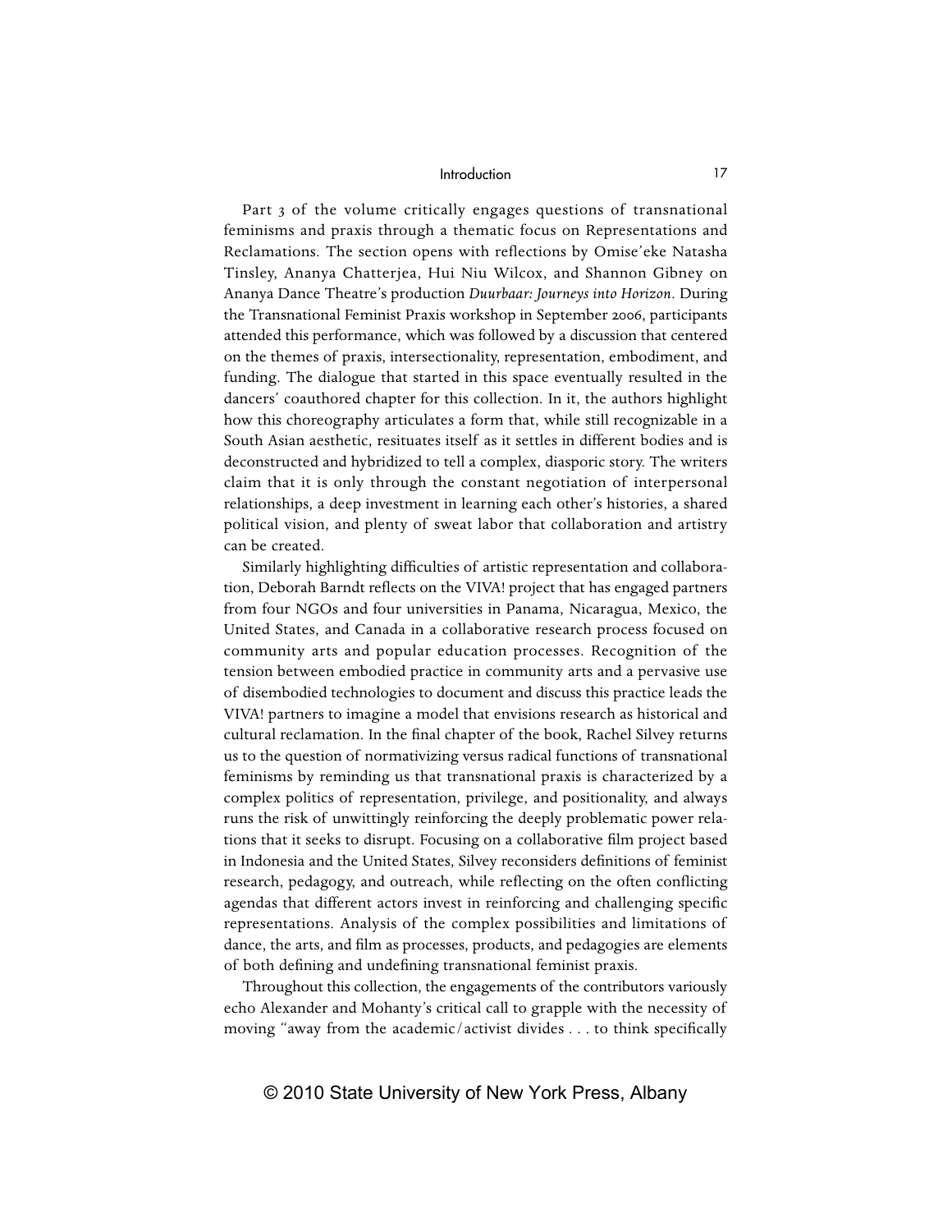Part 3 of the volume critically engages questions of transnational feminisms and praxis through a thematic focus on Representations and Reclamations. The section opens with reflections by Omise'eke Natasha Tinsley, Ananya Chatterjea, Hui Niu Wilcox, and Shannon Gibney on Ananya Dance Theatre's production *Duurbaar: Journeys into Horizon*. During the Transnational Feminist Praxis workshop in September 2006, participants attended this performance, which was followed by a discussion that centered on the themes of praxis, intersectionality, representation, embodiment, and funding. The dialogue that started in this space eventually resulted in the dancers' coauthored chapter for this collection. In it, the authors highlight how this choreography articulates a form that, while still recognizable in a South Asian aesthetic, resituates itself as it settles in different bodies and is deconstructed and hybridized to tell a complex, diasporic story. The writers claim that it is only through the constant negotiation of interpersonal relationships, a deep investment in learning each other's histories, a shared political vision, and plenty of sweat labor that collaboration and artistry can be created.

Similarly highlighting difficulties of artistic representation and collaboration, Deborah Barndt reflects on the VIVA! project that has engaged partners from four NGOs and four universities in Panama, Nicaragua, Mexico, the United States, and Canada in a collaborative research process focused on community arts and popular education processes. Recognition of the tension between embodied practice in community arts and a pervasive use of disembodied technologies to document and discuss this practice leads the VIVA! partners to imagine a model that envisions research as historical and cultural reclamation. In the final chapter of the book, Rachel Silvey returns us to the question of normativizing versus radical functions of transnational feminisms by reminding us that transnational praxis is characterized by a complex politics of representation, privilege, and positionality, and always runs the risk of unwittingly reinforcing the deeply problematic power relations that it seeks to disrupt. Focusing on a collaborative film project based in Indonesia and the United States, Silvey reconsiders definitions of feminist research, pedagogy, and outreach, while reflecting on the often conflicting agendas that different actors invest in reinforcing and challenging specific representations. Analysis of the complex possibilities and limitations of dance, the arts, and film as processes, products, and pedagogies are elements of both defining and undefining transnational feminist praxis.

Throughout this collection, the engagements of the contributors variously echo Alexander and Mohanty's critical call to grapple with the necessity of moving "away from the academic/activist divides . . . to think specifically

© 2010 State University of New York Press, Albany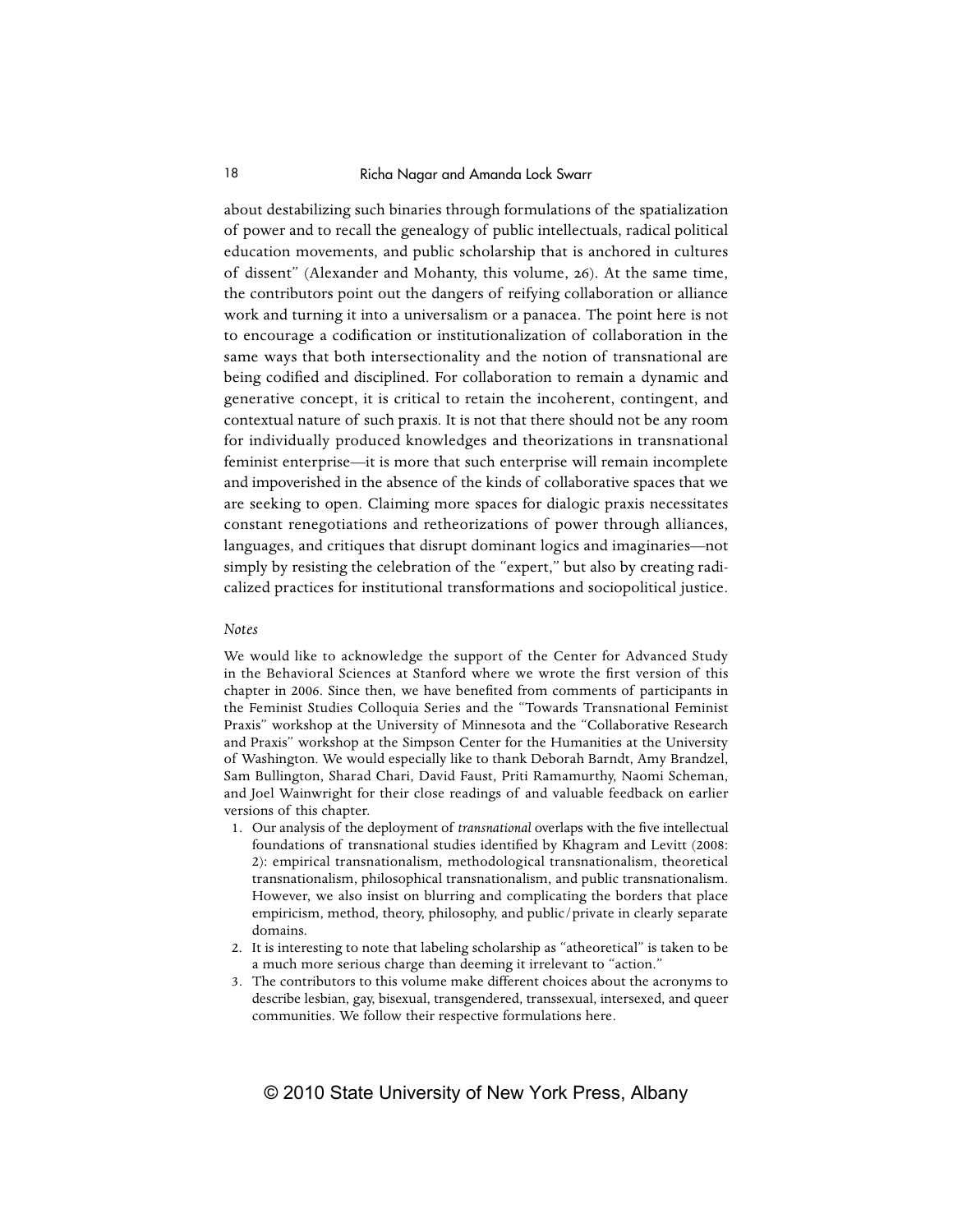about destabilizing such binaries through formulations of the spatialization of power and to recall the genealogy of public intellectuals, radical political education movements, and public scholarship that is anchored in cultures of dissent" (Alexander and Mohanty, this volume, 26). At the same time, the contributors point out the dangers of reifying collaboration or alliance work and turning it into a universalism or a panacea. The point here is not to encourage a codification or institutionalization of collaboration in the same ways that both intersectionality and the notion of transnational are being codified and disciplined. For collaboration to remain a dynamic and generative concept, it is critical to retain the incoherent, contingent, and contextual nature of such praxis. It is not that there should not be any room for individually produced knowledges and theorizations in transnational feminist enterprise—it is more that such enterprise will remain incomplete and impoverished in the absence of the kinds of collaborative spaces that we are seeking to open. Claiming more spaces for dialogic praxis necessitates constant renegotiations and retheorizations of power through alliances, languages, and critiques that disrupt dominant logics and imaginaries—not simply by resisting the celebration of the "expert," but also by creating radicalized practices for institutional transformations and sociopolitical justice.

*Notes*

We would like to acknowledge the support of the Center for Advanced Study in the Behavioral Sciences at Stanford where we wrote the first version of this chapter in 2006. Since then, we have benefited from comments of participants in the Feminist Studies Colloquia Series and the "Towards Transnational Feminist Praxis" workshop at the University of Minnesota and the "Collaborative Research and Praxis" workshop at the Simpson Center for the Humanities at the University of Washington. We would especially like to thank Deborah Barndt, Amy Brandzel, Sam Bullington, Sharad Chari, David Faust, Priti Ramamurthy, Naomi Scheman, and Joel Wainwright for their close readings of and valuable feedback on earlier versions of this chapter.

1. Our analysis of the deployment of *transnational* overlaps with the five intellectual foundations of transnational studies identified by Khagram and Levitt (2008: 2): empirical transnationalism, methodological transnationalism, theoretical transnationalism, philosophical transnationalism, and public transnationalism. However, we also insist on blurring and complicating the borders that place empiricism, method, theory, philosophy, and public/private in clearly separate domains.
2. It is interesting to note that labeling scholarship as "atheoretical" is taken to be a much more serious charge than deeming it irrelevant to "action."
3. The contributors to this volume make different choices about the acronyms to describe lesbian, gay, bisexual, transgendered, transsexual, intersexed, and queer communities. We follow their respective formulations here.

© 2010 State University of New York Press, Albany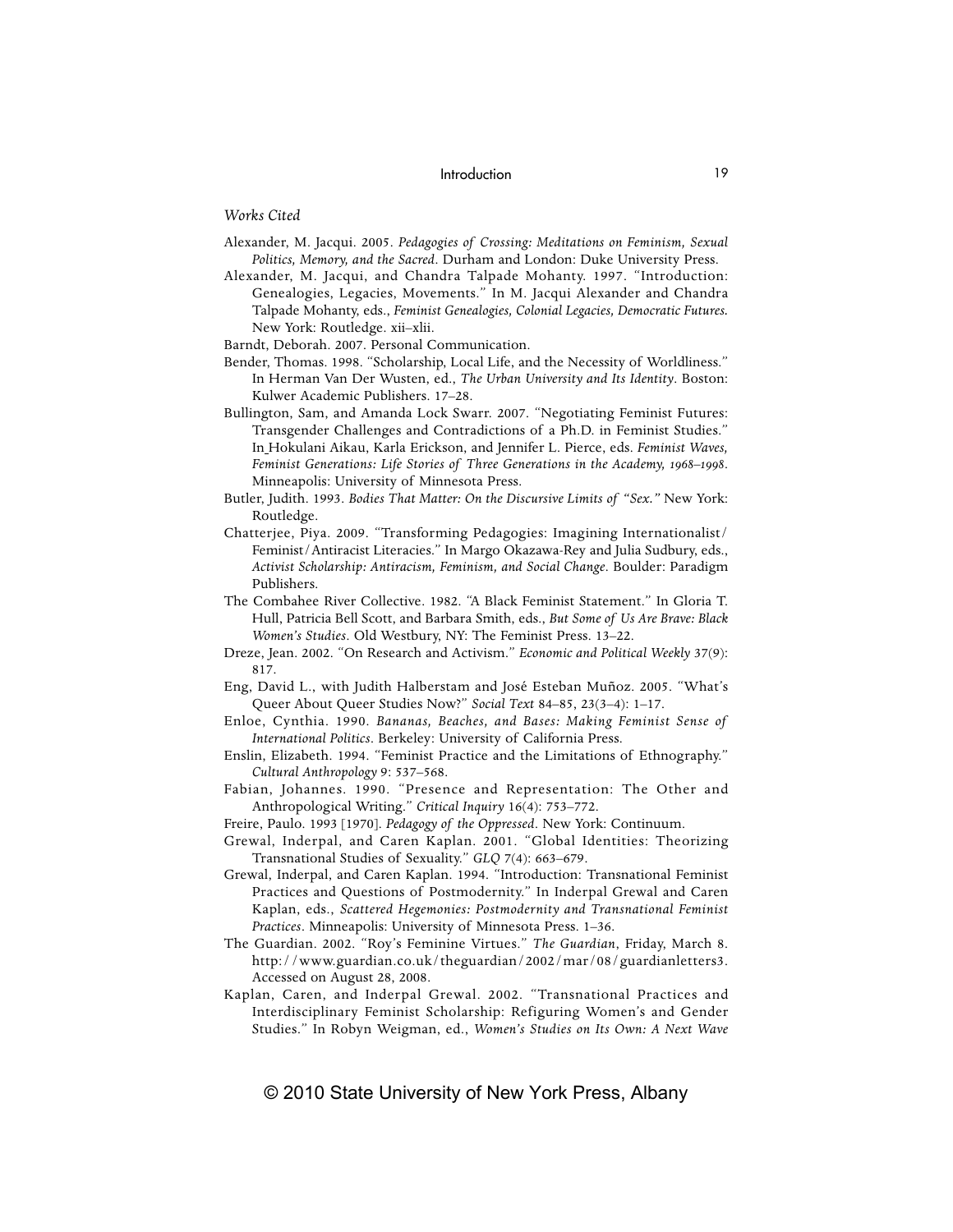*Works Cited*

Alexander, M. Jacqui. 2005. *Pedagogies of Crossing: Meditations on Feminism, Sexual Politics, Memory, and the Sacred.* Durham and London: Duke University Press.

Alexander, M. Jacqui, and Chandra Talpade Mohanty. 1997. "Introduction: Genealogies, Legacies, Movements." In M. Jacqui Alexander and Chandra Talpade Mohanty, eds., *Feminist Genealogies, Colonial Legacies, Democratic Futures.* New York: Routledge. xii–xlii.

Barndt, Deborah. 2007. Personal Communication.

Bender, Thomas. 1998. "Scholarship, Local Life, and the Necessity of Worldliness." In Herman Van Der Wusten, ed., *The Urban University and Its Identity*. Boston: Kulwer Academic Publishers. 17–28.

Bullington, Sam, and Amanda Lock Swarr. 2007. "Negotiating Feminist Futures: Transgender Challenges and Contradictions of a Ph.D. in Feminist Studies." In Hokulani Aikau, Karla Erickson, and Jennifer L. Pierce, eds. *Feminist Waves, Feminist Generations: Life Stories of Three Generations in the Academy, 1968–1998*. Minneapolis: University of Minnesota Press.

Butler, Judith. 1993. *Bodies That Matter: On the Discursive Limits of "Sex."* New York: Routledge.

Chatterjee, Piya. 2009. "Transforming Pedagogies: Imagining Internationalist/Feminist/Antiracist Literacies." In Margo Okazawa-Rey and Julia Sudbury, eds., *Activist Scholarship: Antiracism, Feminism, and Social Change*. Boulder: Paradigm Publishers.

The Combahee River Collective. 1982. "A Black Feminist Statement." In Gloria T. Hull, Patricia Bell Scott, and Barbara Smith, eds., *But Some of Us Are Brave: Black Women's Studies*. Old Westbury, NY: The Feminist Press. 13–22.

Dreze, Jean. 2002. "On Research and Activism." *Economic and Political Weekly* 37(9): 817.

Eng, David L., with Judith Halberstam and José Esteban Muñoz. 2005. "What's Queer About Queer Studies Now?" *Social Text* 84–85, 23(3–4): 1–17.

Enloe, Cynthia. 1990. *Bananas, Beaches, and Bases: Making Feminist Sense of International Politics*. Berkeley: University of California Press.

Enslin, Elizabeth. 1994. "Feminist Practice and the Limitations of Ethnography." *Cultural Anthropology* 9: 537–568.

Fabian, Johannes. 1990. "Presence and Representation: The Other and Anthropological Writing." *Critical Inquiry* 16(4): 753–772.

Freire, Paulo. 1993 [1970]. *Pedagogy of the Oppressed*. New York: Continuum.

Grewal, Inderpal, and Caren Kaplan. 2001. "Global Identities: Theorizing Transnational Studies of Sexuality." *GLQ* 7(4): 663–679.

Grewal, Inderpal, and Caren Kaplan. 1994. "Introduction: Transnational Feminist Practices and Questions of Postmodernity." In Inderpal Grewal and Caren Kaplan, eds., *Scattered Hegemonies: Postmodernity and Transnational Feminist Practices*. Minneapolis: University of Minnesota Press. 1–36.

The Guardian. 2002. "Roy's Feminine Virtues." *The Guardian*, Friday, March 8. http://www.guardian.co.uk/theguardian/2002/mar/08/guardianletters3. Accessed on August 28, 2008.

Kaplan, Caren, and Inderpal Grewal. 2002. "Transnational Practices and Interdisciplinary Feminist Scholarship: Refiguring Women's and Gender Studies." In Robyn Weigman, ed., *Women's Studies on Its Own: A Next Wave*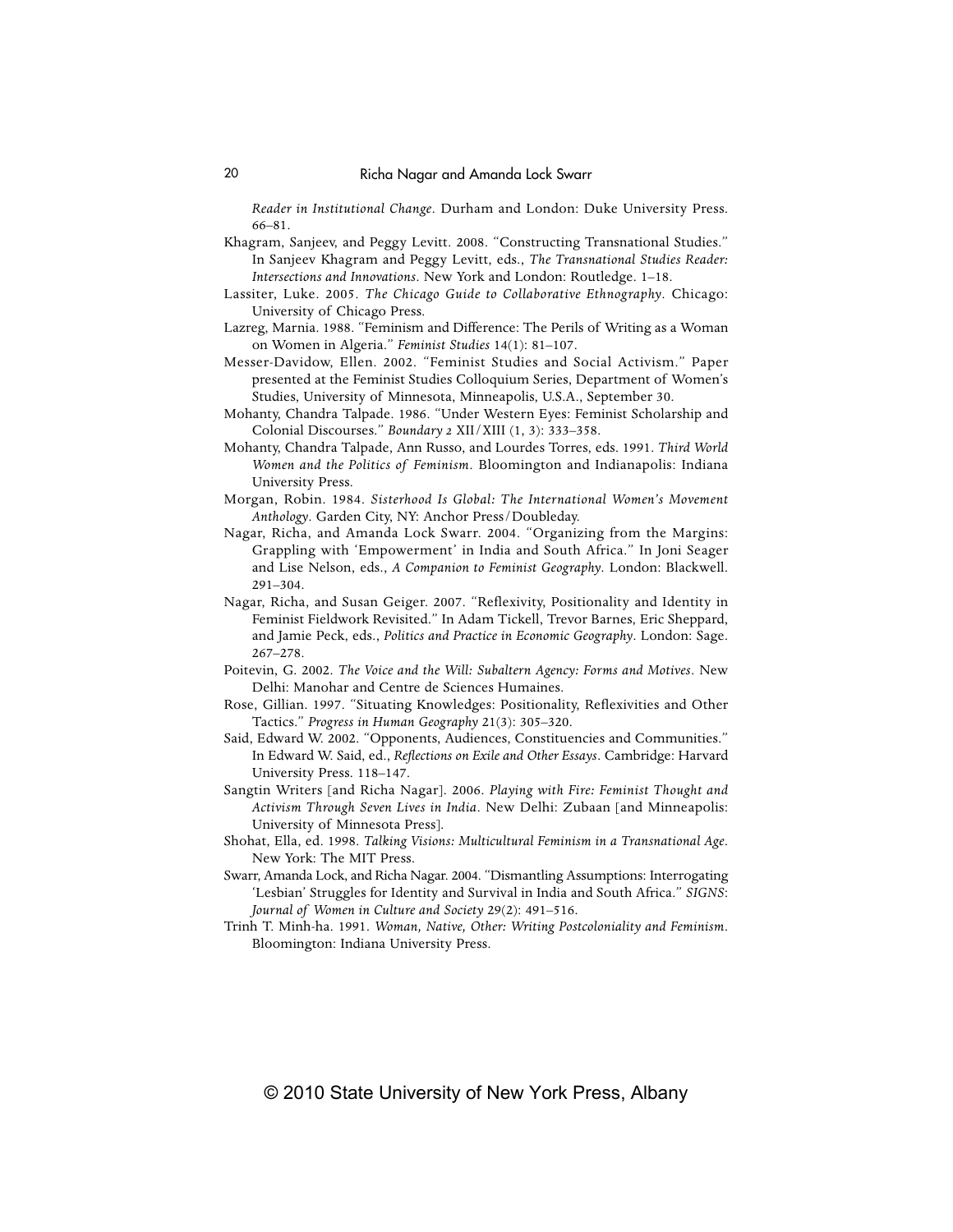*Reader in Institutional Change*. Durham and London: Duke University Press. 66–81.

Khagram, Sanjeev, and Peggy Levitt. 2008. "Constructing Transnational Studies." In Sanjeev Khagram and Peggy Levitt, eds., *The Transnational Studies Reader: Intersections and Innovations*. New York and London: Routledge. 1–18.

Lassiter, Luke. 2005. *The Chicago Guide to Collaborative Ethnography*. Chicago: University of Chicago Press.

Lazreg, Marnia. 1988. "Feminism and Difference: The Perils of Writing as a Woman on Women in Algeria." *Feminist Studies* 14(1): 81–107.

Messer-Davidow, Ellen. 2002. "Feminist Studies and Social Activism." Paper presented at the Feminist Studies Colloquium Series, Department of Women's Studies, University of Minnesota, Minneapolis, U.S.A., September 30.

Mohanty, Chandra Talpade. 1986. "Under Western Eyes: Feminist Scholarship and Colonial Discourses." *Boundary 2* XII/XIII (1, 3): 333–358.

Mohanty, Chandra Talpade, Ann Russo, and Lourdes Torres, eds. 1991. *Third World Women and the Politics of Feminism*. Bloomington and Indianapolis: Indiana University Press.

Morgan, Robin. 1984. *Sisterhood Is Global: The International Women's Movement Anthology*. Garden City, NY: Anchor Press/Doubleday.

Nagar, Richa, and Amanda Lock Swarr. 2004. "Organizing from the Margins: Grappling with 'Empowerment' in India and South Africa." In Joni Seager and Lise Nelson, eds., *A Companion to Feminist Geography*. London: Blackwell. 291–304.

Nagar, Richa, and Susan Geiger. 2007. "Reflexivity, Positionality and Identity in Feminist Fieldwork Revisited." In Adam Tickell, Trevor Barnes, Eric Sheppard, and Jamie Peck, eds., *Politics and Practice in Economic Geography*. London: Sage. 267–278.

Poitevin, G. 2002. *The Voice and the Will: Subaltern Agency: Forms and Motives*. New Delhi: Manohar and Centre de Sciences Humaines.

Rose, Gillian. 1997. "Situating Knowledges: Positionality, Reflexivities and Other Tactics." *Progress in Human Geography* 21(3): 305–320.

Said, Edward W. 2002. "Opponents, Audiences, Constituencies and Communities." In Edward W. Said, ed., *Reflections on Exile and Other Essays*. Cambridge: Harvard University Press. 118–147.

Sangtin Writers [and Richa Nagar]. 2006. *Playing with Fire: Feminist Thought and Activism Through Seven Lives in India*. New Delhi: Zubaan [and Minneapolis: University of Minnesota Press].

Shohat, Ella, ed. 1998. *Talking Visions: Multicultural Feminism in a Transnational Age*. New York: The MIT Press.

Swarr, Amanda Lock, and Richa Nagar. 2004. "Dismantling Assumptions: Interrogating 'Lesbian' Struggles for Identity and Survival in India and South Africa." *SIGNS: Journal of Women in Culture and Society* 29(2): 491–516.

Trinh T. Minh-ha. 1991. *Woman, Native, Other: Writing Postcoloniality and Feminism*. Bloomington: Indiana University Press.

© 2010 State University of New York Press, Albany